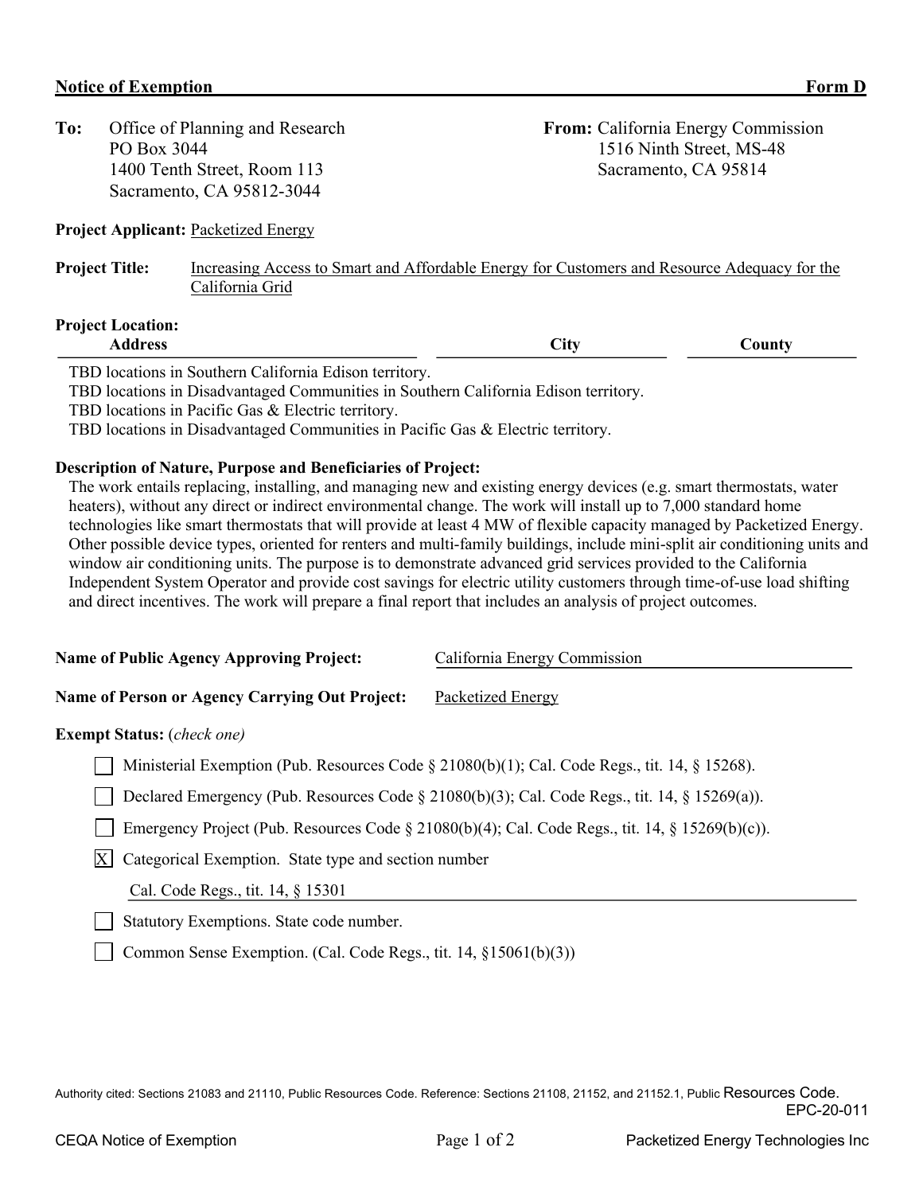**Notice of Exemption** **Form D**

**To:** Office of Planning and Research
PO Box 3044
1400 Tenth Street, Room 113
Sacramento, CA 95812-3044

**From:** California Energy Commission
1516 Ninth Street, MS-48
Sacramento, CA 95814

**Project Applicant:** Packetized Energy

**Project Title:** Increasing Access to Smart and Affordable Energy for Customers and Resource Adequacy for the California Grid

**Project Location:**

| Address | City | County |
| --- | --- | --- |

TBD locations in Southern California Edison territory.
TBD locations in Disadvantaged Communities in Southern California Edison territory.
TBD locations in Pacific Gas & Electric territory.
TBD locations in Disadvantaged Communities in Pacific Gas & Electric territory.

**Description of Nature, Purpose and Beneficiaries of Project:**

The work entails replacing, installing, and managing new and existing energy devices (e.g. smart thermostats, water heaters), without any direct or indirect environmental change. The work will install up to 7,000 standard home technologies like smart thermostats that will provide at least 4 MW of flexible capacity managed by Packetized Energy. Other possible device types, oriented for renters and multi-family buildings, include mini-split air conditioning units and window air conditioning units. The purpose is to demonstrate advanced grid services provided to the California Independent System Operator and provide cost savings for electric utility customers through time-of-use load shifting and direct incentives. The work will prepare a final report that includes an analysis of project outcomes.

**Name of Public Agency Approving Project:** California Energy Commission

**Name of Person or Agency Carrying Out Project:** Packetized Energy

**Exempt Status:** (*check one*)

- [ ] Ministerial Exemption (Pub. Resources Code § 21080(b)(1); Cal. Code Regs., tit. 14, § 15268).
- [ ] Declared Emergency (Pub. Resources Code § 21080(b)(3); Cal. Code Regs., tit. 14, § 15269(a)).
- [ ] Emergency Project (Pub. Resources Code § 21080(b)(4); Cal. Code Regs., tit. 14, § 15269(b)(c)).
- [X] Categorical Exemption. State type and section number
  Cal. Code Regs., tit. 14, § 15301
- [ ] Statutory Exemptions. State code number.
- [ ] Common Sense Exemption. (Cal. Code Regs., tit. 14, §15061(b)(3))

Authority cited: Sections 21083 and 21110, Public Resources Code. Reference: Sections 21108, 21152, and 21152.1, Public Resources Code.

EPC-20-011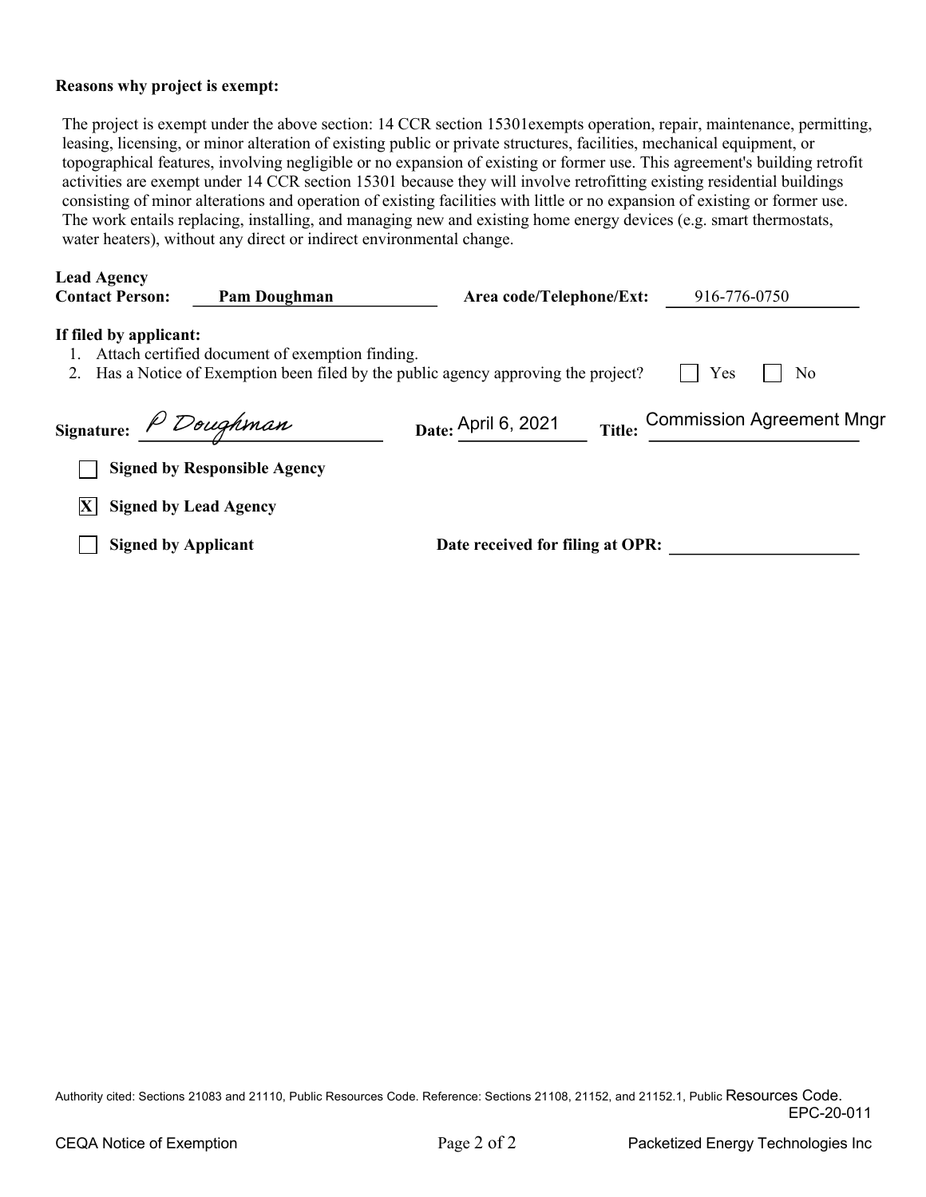**Reasons why project is exempt:**

The project is exempt under the above section: 14 CCR section 15301exempts operation, repair, maintenance, permitting, leasing, licensing, or minor alteration of existing public or private structures, facilities, mechanical equipment, or topographical features, involving negligible or no expansion of existing or former use. This agreement's building retrofit activities are exempt under 14 CCR section 15301 because they will involve retrofitting existing residential buildings consisting of minor alterations and operation of existing facilities with little or no expansion of existing or former use. The work entails replacing, installing, and managing new and existing home energy devices (e.g. smart thermostats, water heaters), without any direct or indirect environmental change.

**Lead Agency**
**Contact Person:** **Pam Doughman** **Area code/Telephone/Ext:** 916-776-0750

**If filed by applicant:**

1. Attach certified document of exemption finding.
2. Has a Notice of Exemption been filed by the public agency approving the project? ☐ Yes ☐ No

**Signature:** *P Doughman* **Date:** April 6, 2021 **Title:** Commission Agreement Mngr

☐ **Signed by Responsible Agency**

☒ **Signed by Lead Agency**

☐ **Signed by Applicant** **Date received for filing at OPR:** ____________

Authority cited: Sections 21083 and 21110, Public Resources Code. Reference: Sections 21108, 21152, and 21152.1, Public Resources Code.

EPC-20-011

CEQA Notice of Exemption — Packetized Energy Technologies Inc